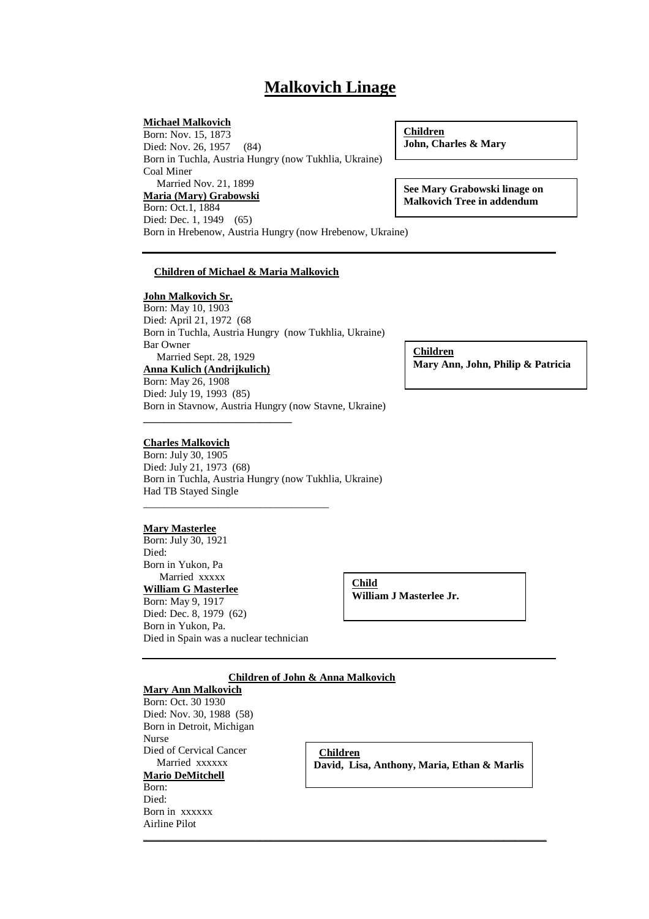# Malkovich Linage

**Michael Malkovich**
Born: Nov. 15, 1873
Died: Nov. 26, 1957 (84)
Born in Tuchla, Austria Hungry (now Tukhlia, Ukraine)
Coal Miner
Married Nov. 21, 1899
**Maria (Mary) Grabowski**
Born: Oct.1, 1884
Died: Dec. 1, 1949 (65)
Born in Hrebenow, Austria Hungry (now Hrebenow, Ukraine)

**Children**
**John, Charles & Mary**

**See Mary Grabowski linage on Malkovich Tree in addendum**

---

**Children of Michael & Maria Malkovich**

**John Malkovich Sr.**
Born: May 10, 1903
Died: April 21, 1972 (68
Born in Tuchla, Austria Hungry (now Tukhlia, Ukraine)
Bar Owner
Married Sept. 28, 1929
**Anna Kulich (Andrijkulich)**
Born: May 26, 1908
Died: July 19, 1993 (85)
Born in Stavnow, Austria Hungry (now Stavne, Ukraine)

**Children**
**Mary Ann, John, Philip & Patricia**

---

**Charles Malkovich**
Born: July 30, 1905
Died: July 21, 1973 (68)
Born in Tuchla, Austria Hungry (now Tukhlia, Ukraine)
Had TB Stayed Single

---

**Mary Masterlee**
Born: July 30, 1921
Died:
Born in Yukon, Pa
Married xxxxx
**William G Masterlee**
Born: May 9, 1917
Died: Dec. 8, 1979 (62)
Born in Yukon, Pa.
Died in Spain was a nuclear technician

**Child**
**William J Masterlee Jr.**

---

**Children of John & Anna Malkovich**

**Mary Ann Malkovich**
Born: Oct. 30 1930
Died: Nov. 30, 1988 (58)
Born in Detroit, Michigan
Nurse
Died of Cervical Cancer
Married xxxxxx
**Mario DeMitchell**
Born:
Died:
Born in xxxxxx
Airline Pilot

**Children**
**David, Lisa, Anthony, Maria, Ethan & Marlis**

---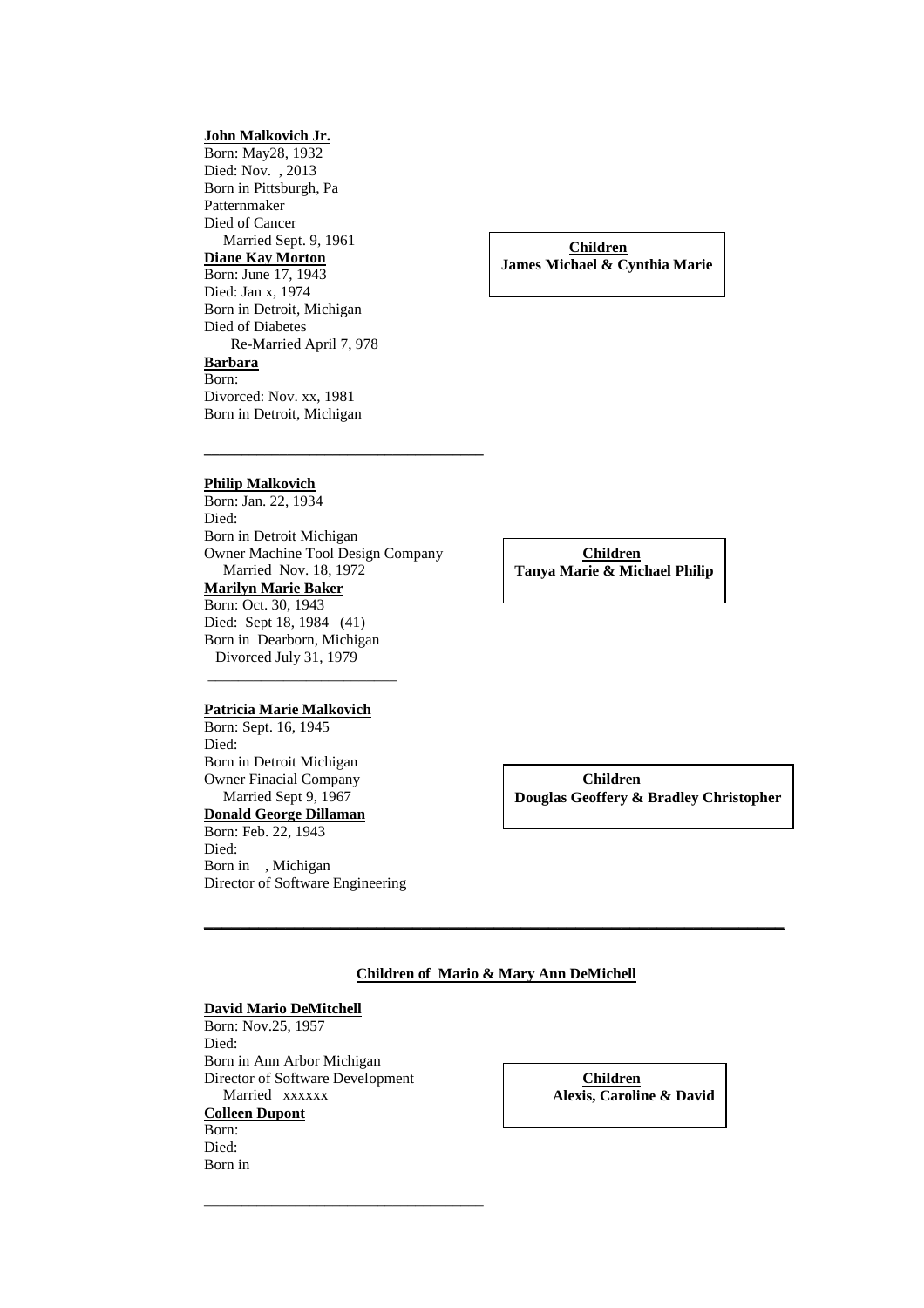**John Malkovich Jr.**
Born: May28, 1932
Died: Nov.  , 2013
Born in Pittsburgh, Pa
Patternmaker
Died of Cancer
Married Sept. 9, 1961

**Diane Kay Morton**
Born: June 17, 1943
Died: Jan x, 1974
Born in Detroit, Michigan
Died of Diabetes
Re-Married April 7, 978

**Barbara**
Born:
Divorced: Nov. xx, 1981
Born in Detroit, Michigan

**Children**
**James Michael & Cynthia Marie**

---

**Philip Malkovich**
Born: Jan. 22, 1934
Died:
Born in Detroit Michigan
Owner Machine Tool Design Company
Married Nov. 18, 1972

**Marilyn Marie Baker**
Born: Oct. 30, 1943
Died: Sept 18, 1984 (41)
Born in Dearborn, Michigan
Divorced July 31, 1979

**Children**
**Tanya Marie & Michael Philip**

---

**Patricia Marie Malkovich**
Born: Sept. 16, 1945
Died:
Born in Detroit Michigan
Owner Finacial Company
Married Sept 9, 1967

**Donald George Dillaman**
Born: Feb. 22, 1943
Died:
Born in , Michigan
Director of Software Engineering

**Children**
**Douglas Geoffery & Bradley Christopher**

---

**Children of Mario & Mary Ann DeMichell**

**David Mario DeMitchell**
Born: Nov.25, 1957
Died:
Born in Ann Arbor Michigan
Director of Software Development
Married xxxxxx

**Colleen Dupont**
Born:
Died:
Born in

**Children**
**Alexis, Caroline & David**

---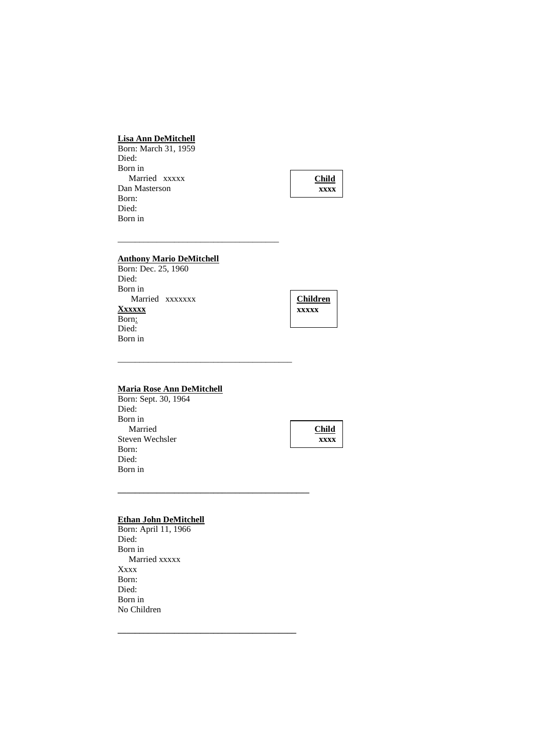**Lisa Ann DeMitchell**
Born: March 31, 1959
Died:
Born in
Married xxxxx
Dan Masterson
Born:
Died:
Born in

| **Child** |
|---|
| **xxxx** |

---

**Anthony Mario DeMitchell**
Born: Dec. 25, 1960
Died:
Born in
Married xxxxxxx
**Xxxxxx**
Born:
Died:
Born in

| **Children** |
|---|
| **xxxxx** |

---

**Maria Rose Ann DeMitchell**
Born: Sept. 30, 1964
Died:
Born in
Married
Steven Wechsler
Born:
Died:
Born in

| **Child** |
|---|
| **xxxx** |

---

**Ethan John DeMitchell**
Born: April 11, 1966
Died:
Born in
Married xxxxx
Xxxx
Born:
Died:
Born in
No Children

---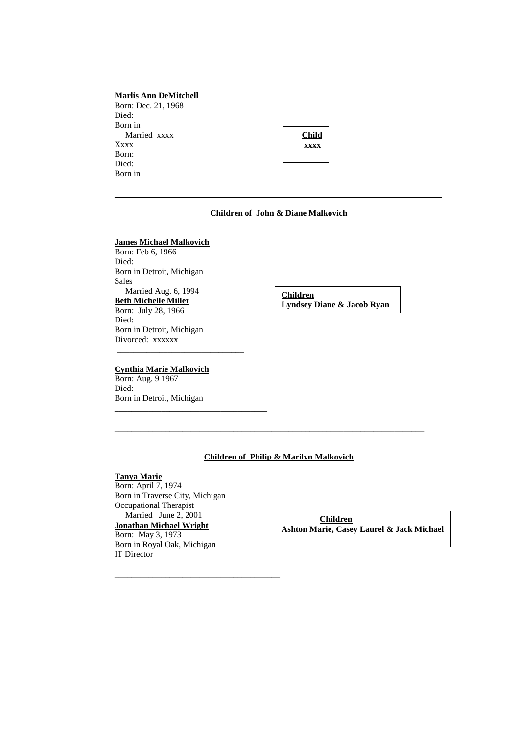**Marlis Ann DeMitchell**
Born: Dec. 21, 1968
Died:
Born in
Married xxxx
Xxxx
Born:
Died:
Born in

**Child**
**xxxx**

---

**Children of John & Diane Malkovich**

**James Michael Malkovich**
Born: Feb 6, 1966
Died:
Born in Detroit, Michigan
Sales
Married Aug. 6, 1994
**Beth Michelle Miller**
Born: July 28, 1966
Died:
Born in Detroit, Michigan
Divorced: xxxxxx

**Children**
**Lyndsey Diane & Jacob Ryan**

---

**Cynthia Marie Malkovich**
Born: Aug. 9 1967
Died:
Born in Detroit, Michigan

---

---

**Children of Philip & Marilyn Malkovich**

**Tanya Marie**
Born: April 7, 1974
Born in Traverse City, Michigan
Occupational Therapist
Married June 2, 2001
**Jonathan Michael Wright**
Born: May 3, 1973
Born in Royal Oak, Michigan
IT Director

**Children**
**Ashton Marie, Casey Laurel & Jack Michael**

---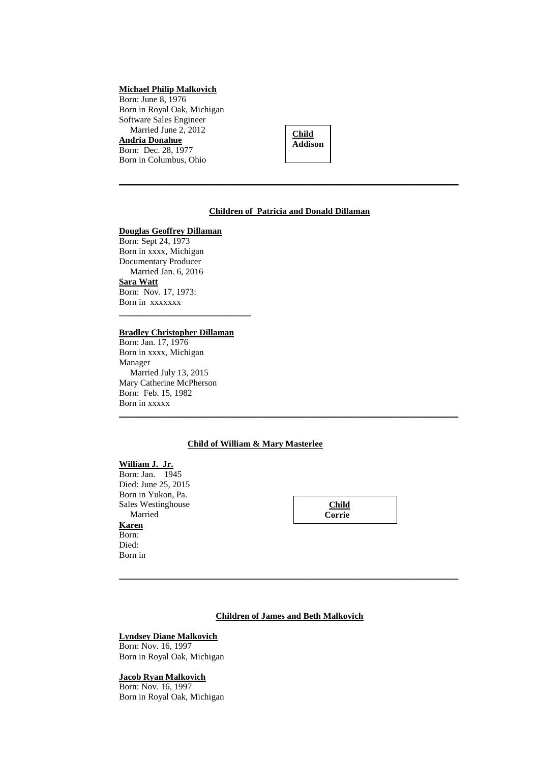**Michael Philip Malkovich**
Born: June 8, 1976
Born in Royal Oak, Michigan
Software Sales Engineer
   Married June 2, 2012
**Andria Donahue**
Born: Dec. 28, 1977
Born in Columbus, Ohio

**Child**
**Addison**

---

**Children of Patricia and Donald Dillaman**

**Douglas Geoffrey Dillaman**
Born: Sept 24, 1973
Born in xxxx, Michigan
Documentary Producer
   Married Jan. 6, 2016
**Sara Watt**
Born: Nov. 17, 1973:
Born in xxxxxxx

---

**Bradley Christopher Dillaman**
Born: Jan. 17, 1976
Born in xxxx, Michigan
Manager
   Married July 13, 2015
Mary Catherine McPherson
Born: Feb. 15, 1982
Born in xxxxx

---

**Child of William & Mary Masterlee**

**William J. Jr.**
Born: Jan. 1945
Died: June 25, 2015
Born in Yukon, Pa.
Sales Westinghouse
   Married
**Karen**
Born:
Died:
Born in

**Child**
**Corrie**

---

**Children of James and Beth Malkovich**

**Lyndsey Diane Malkovich**
Born: Nov. 16, 1997
Born in Royal Oak, Michigan

**Jacob Ryan Malkovich**
Born: Nov. 16, 1997
Born in Royal Oak, Michigan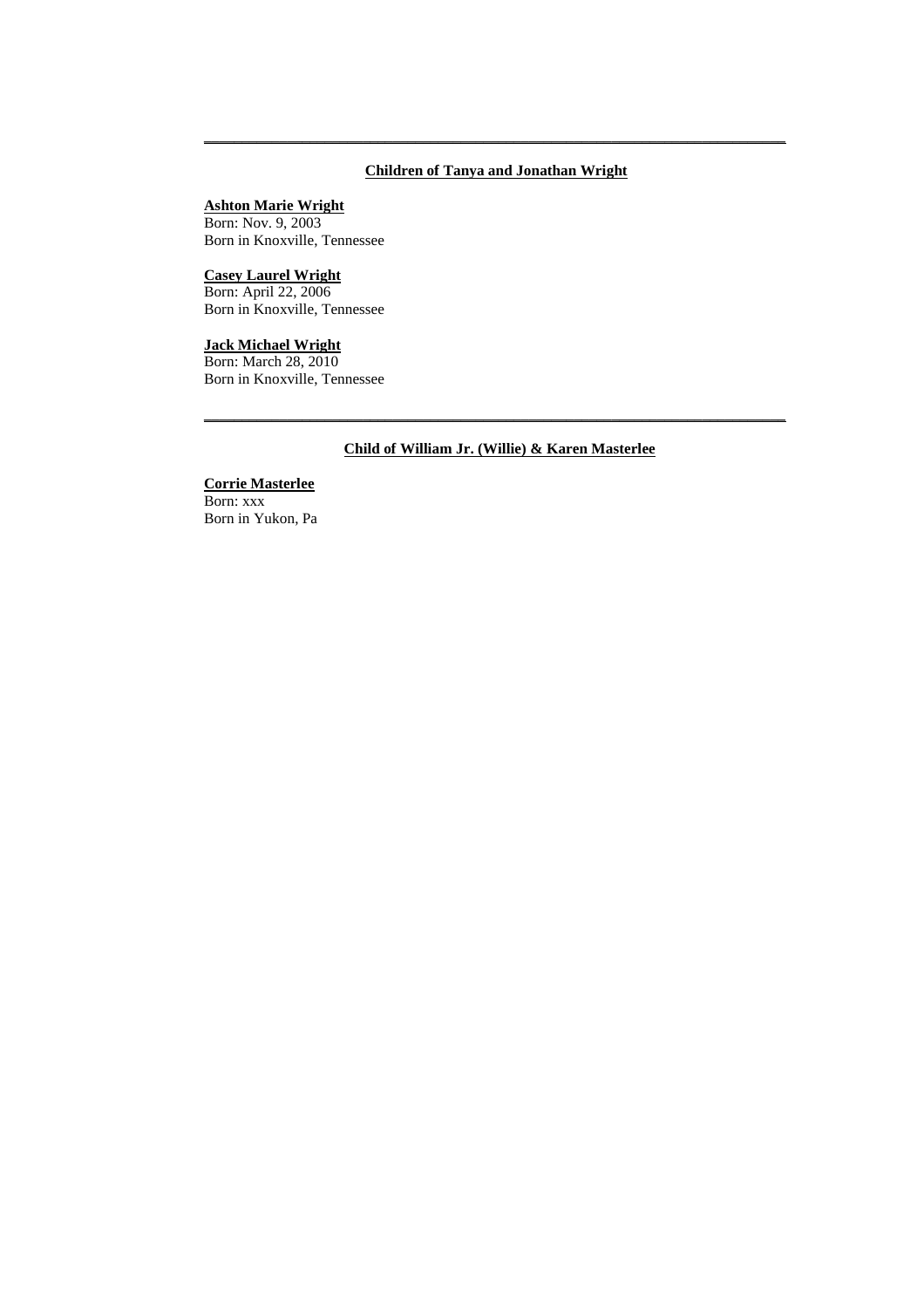---

## Children of Tanya and Jonathan Wright

**Ashton Marie Wright**
Born: Nov. 9, 2003
Born in Knoxville, Tennessee

**Casey Laurel Wright**
Born: April 22, 2006
Born in Knoxville, Tennessee

**Jack Michael Wright**
Born: March 28, 2010
Born in Knoxville, Tennessee

---

## Child of William Jr. (Willie) & Karen Masterlee

**Corrie Masterlee**
Born: xxx
Born in Yukon, Pa